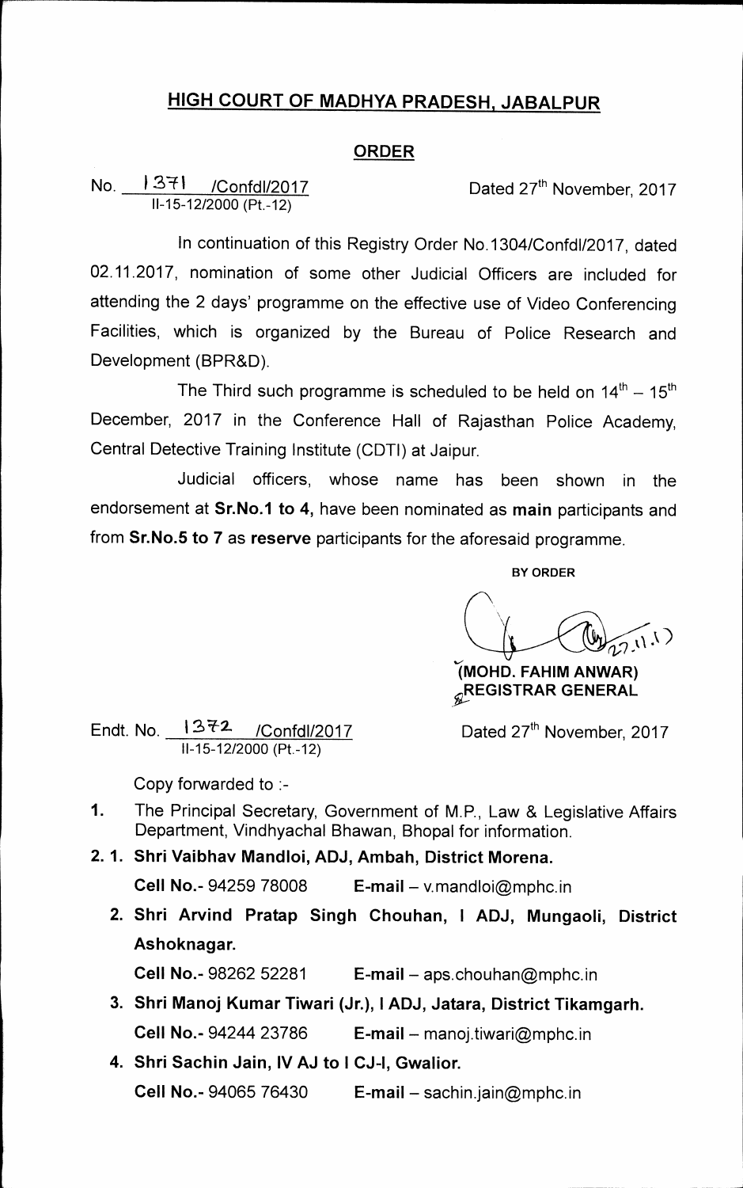# HIGH COURT OF MADHYA PRADESH, JABALPUR

## ORDER

No. 1371 /Confdl/2017
II-15-12/2000 (Pt.-12)

Dated 27th November, 2017

In continuation of this Registry Order No.1304/Confdl/2017, dated 02.11.2017, nomination of some other Judicial Officers are included for attending the 2 days' programme on the effective use of Video Conferencing Facilities, which is organized by the Bureau of Police Research and Development (BPR&D).

The Third such programme is scheduled to be held on 14th – 15th December, 2017 in the Conference Hall of Rajasthan Police Academy, Central Detective Training Institute (CDTI) at Jaipur.

Judicial officers, whose name has been shown in the endorsement at **Sr.No.1 to 4**, have been nominated as **main** participants and from **Sr.No.5 to 7** as **reserve** participants for the aforesaid programme.

BY ORDER

27.11.17

**(MOHD. FAHIM ANWAR)**
**REGISTRAR GENERAL**

Endt. No. 1372 /Confdl/2017
II-15-12/2000 (Pt.-12)

Dated 27th November, 2017

Copy forwarded to :-

1. The Principal Secretary, Government of M.P., Law & Legislative Affairs Department, Vindhyachal Bhawan, Bhopal for information.

2. 1. **Shri Vaibhav Mandloi, ADJ, Ambah, District Morena.**
   **Cell No.**- 94259 78008 **E-mail** – v.mandloi@mphc.in

   2. **Shri Arvind Pratap Singh Chouhan, I ADJ, Mungaoli, District Ashoknagar.**
   **Cell No.**- 98262 52281 **E-mail** – aps.chouhan@mphc.in

   3. **Shri Manoj Kumar Tiwari (Jr.), I ADJ, Jatara, District Tikamgarh.**
   **Cell No.**- 94244 23786 **E-mail** – manoj.tiwari@mphc.in

   4. **Shri Sachin Jain, IV AJ to I CJ-I, Gwalior.**
   **Cell No.**- 94065 76430 **E-mail** – sachin.jain@mphc.in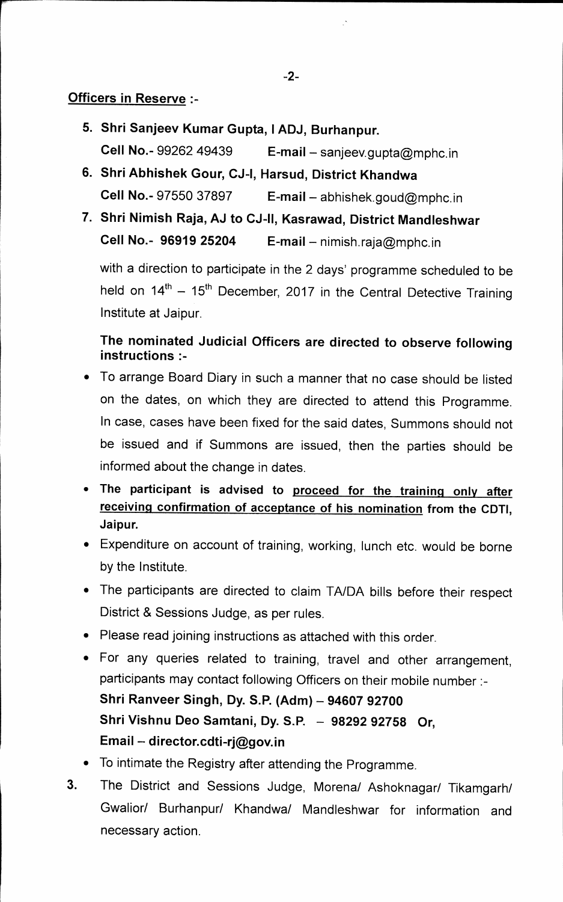**Officers in Reserve :-**

5. **Shri Sanjeev Kumar Gupta, I ADJ, Burhanpur.**
   **Cell No.**- 99262 49439  **E-mail** – sanjeev.gupta@mphc.in
6. **Shri Abhishek Gour, CJ-I, Harsud, District Khandwa**
   **Cell No.**- 97550 37897  **E-mail** – abhishek.goud@mphc.in
7. **Shri Nimish Raja, AJ to CJ-II, Kasrawad, District Mandleshwar**
   **Cell No.- 96919 25204**  **E-mail** – nimish.raja@mphc.in

with a direction to participate in the 2 days' programme scheduled to be held on 14th – 15th December, 2017 in the Central Detective Training Institute at Jaipur.

**The nominated Judicial Officers are directed to observe following instructions :-**

- To arrange Board Diary in such a manner that no case should be listed on the dates, on which they are directed to attend this Programme. In case, cases have been fixed for the said dates, Summons should not be issued and if Summons are issued, then the parties should be informed about the change in dates.
- **The participant is advised to <u>proceed for the training only after receiving confirmation of acceptance of his nomination</u> from the CDTI, Jaipur.**
- Expenditure on account of training, working, lunch etc. would be borne by the Institute.
- The participants are directed to claim TA/DA bills before their respect District & Sessions Judge, as per rules.
- Please read joining instructions as attached with this order.
- For any queries related to training, travel and other arrangement, participants may contact following Officers on their mobile number :-
  **Shri Ranveer Singh, Dy. S.P. (Adm) – 94607 92700**
  **Shri Vishnu Deo Samtani, Dy. S.P. – 98292 92758 Or,**
  **Email – director.cdti-rj@gov.in**
- To intimate the Registry after attending the Programme.

3. The District and Sessions Judge, Morena/ Ashoknagar/ Tikamgarh/ Gwalior/ Burhanpur/ Khandwa/ Mandleshwar for information and necessary action.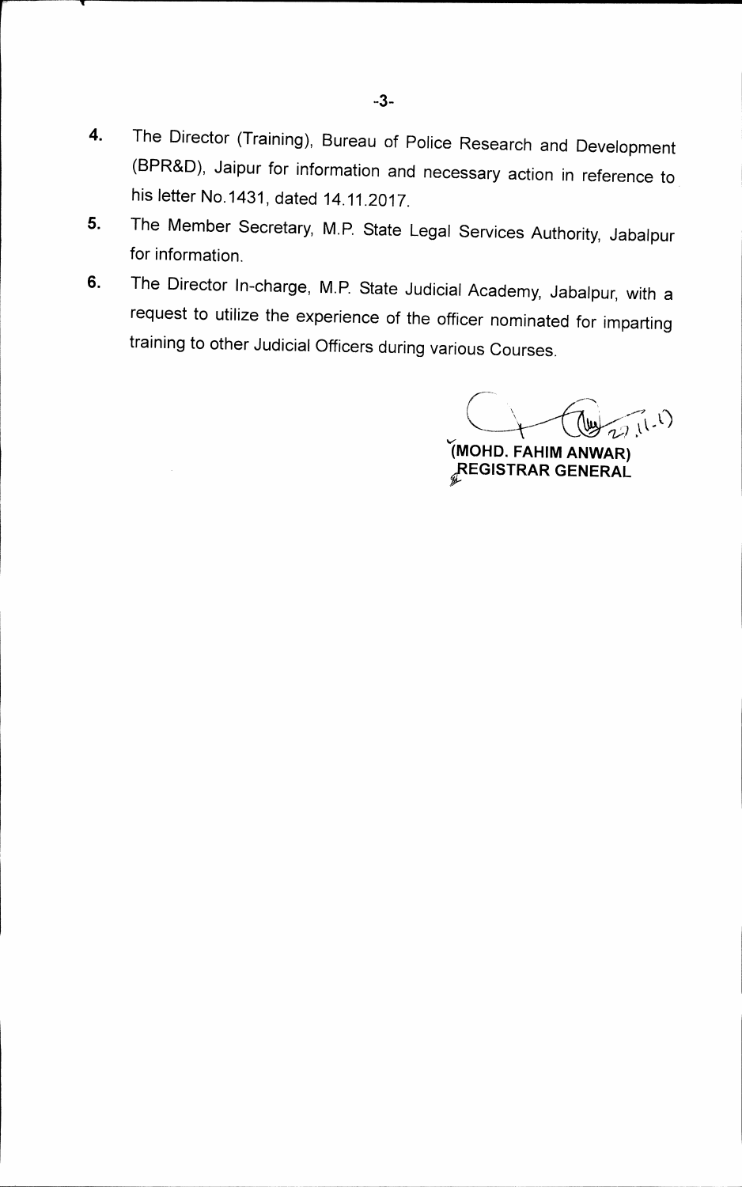4. The Director (Training), Bureau of Police Research and Development (BPR&D), Jaipur for information and necessary action in reference to his letter No.1431, dated 14.11.2017.

5. The Member Secretary, M.P. State Legal Services Authority, Jabalpur for information.

6. The Director In-charge, M.P. State Judicial Academy, Jabalpur, with a request to utilize the experience of the officer nominated for imparting training to other Judicial Officers during various Courses.

**(MOHD. FAHIM ANWAR)**
**REGISTRAR GENERAL**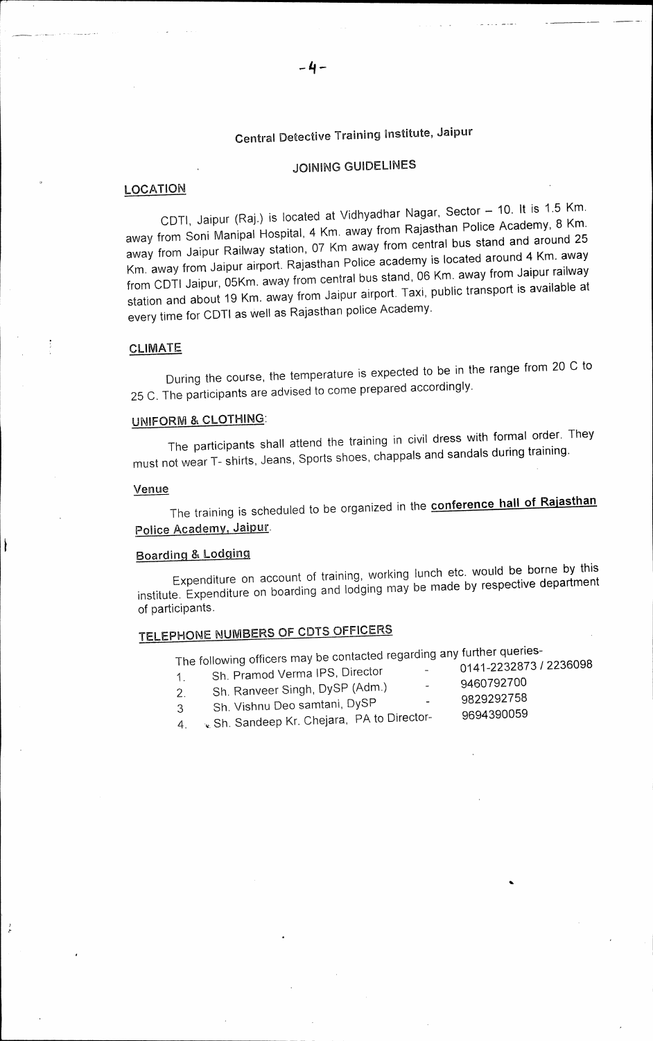# Central Detective Training Institute, Jaipur

## JOINING GUIDELINES

### LOCATION

CDTI, Jaipur (Raj.) is located at Vidhyadhar Nagar, Sector – 10. It is 1.5 Km. away from Soni Manipal Hospital, 4 Km. away from Rajasthan Police Academy, 8 Km. away from Jaipur Railway station, 07 Km away from central bus stand and around 25 Km. away from Jaipur airport. Rajasthan Police academy is located around 4 Km. away from CDTI Jaipur, 05Km. away from central bus stand, 06 Km. away from Jaipur railway station and about 19 Km. away from Jaipur airport. Taxi, public transport is available at every time for CDTI as well as Rajasthan police Academy.

### CLIMATE

During the course, the temperature is expected to be in the range from 20 C to 25 C. The participants are advised to come prepared accordingly.

### UNIFORM & CLOTHING:

The participants shall attend the training in civil dress with formal order. They must not wear T- shirts, Jeans, Sports shoes, chappals and sandals during training.

### Venue

The training is scheduled to be organized in the **conference hall of Rajasthan Police Academy, Jaipur**.

### Boarding & Lodging

Expenditure on account of training, working lunch etc. would be borne by this institute. Expenditure on boarding and lodging may be made by respective department of participants.

### TELEPHONE NUMBERS OF CDTS OFFICERS

The following officers may be contacted regarding any further queries-

1. Sh. Pramod Verma IPS, Director - 0141-2232873 / 2236098
2. Sh. Ranveer Singh, DySP (Adm.) - 9460792700
3. Sh. Vishnu Deo samtani, DySP - 9829292758
4. Sh. Sandeep Kr. Chejara, PA to Director- 9694390059